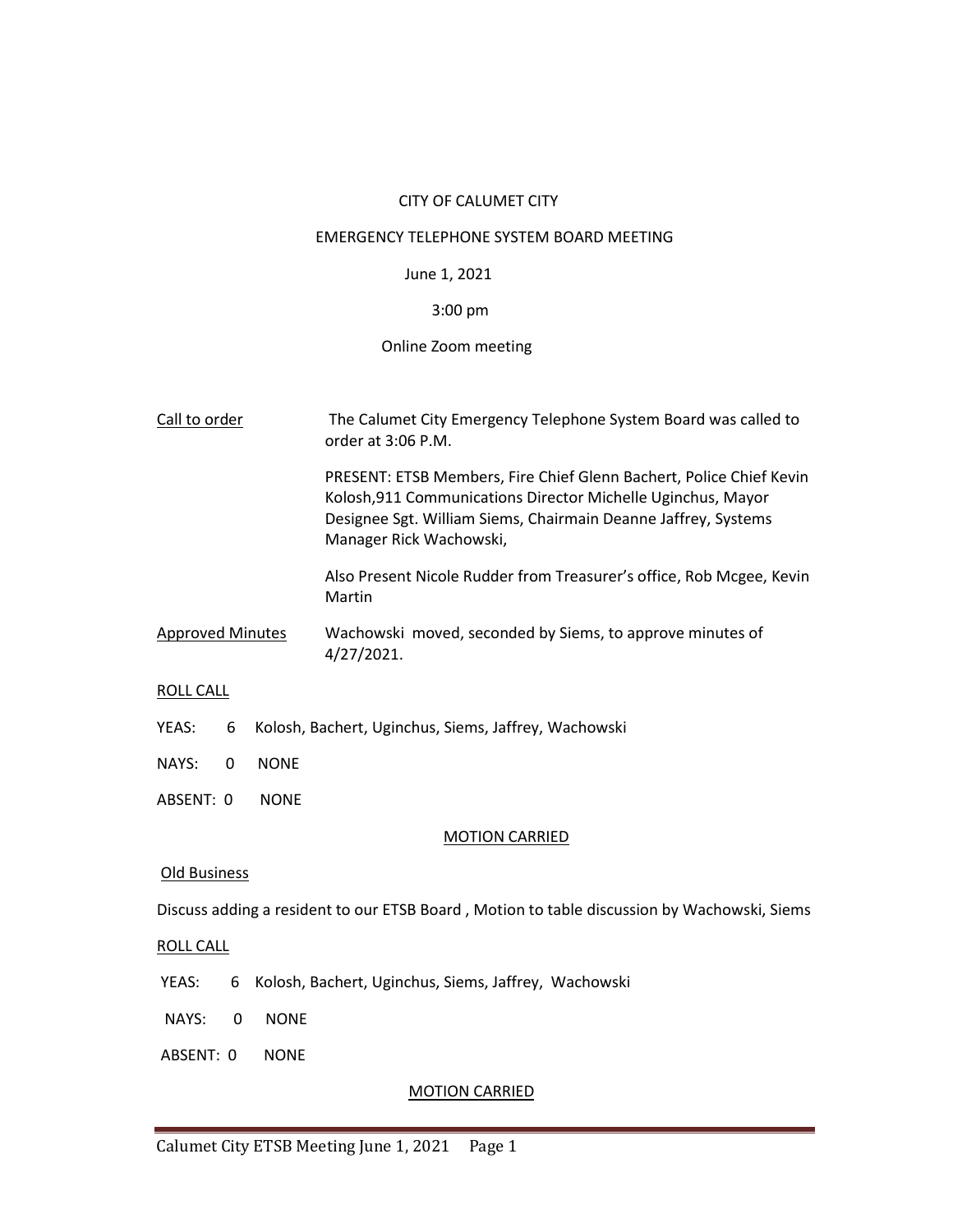CITY OF CALUMET CITY

EMERGENCY TELEPHONE SYSTEM BOARD MEETING

June 1, 2021

3:00 pm

Online Zoom meeting

<u>Call to order</u> The Calumet City Emergency Telephone System Board was called to order at 3:06 P.M.

PRESENT: ETSB Members, Fire Chief Glenn Bachert, Police Chief Kevin Kolosh,911 Communications Director Michelle Uginchus, Mayor Designee Sgt. William Siems, Chairmain Deanne Jaffrey, Systems Manager Rick Wachowski,

Also Present Nicole Rudder from Treasurer's office, Rob Mcgee, Kevin Martin

<u>Approved Minutes</u> Wachowski moved, seconded by Siems, to approve minutes of 4/27/2021.

<u>ROLL CALL</u>

YEAS: 6 Kolosh, Bachert, Uginchus, Siems, Jaffrey, Wachowski

NAYS: 0 NONE

ABSENT: 0 NONE

<u>MOTION CARRIED</u>

<u>Old Business</u>

Discuss adding a resident to our ETSB Board , Motion to table discussion by Wachowski, Siems

<u>ROLL CALL</u>

YEAS: 6 Kolosh, Bachert, Uginchus, Siems, Jaffrey, Wachowski

NAYS: 0 NONE

ABSENT: 0 NONE

<u>MOTION CARRIED</u>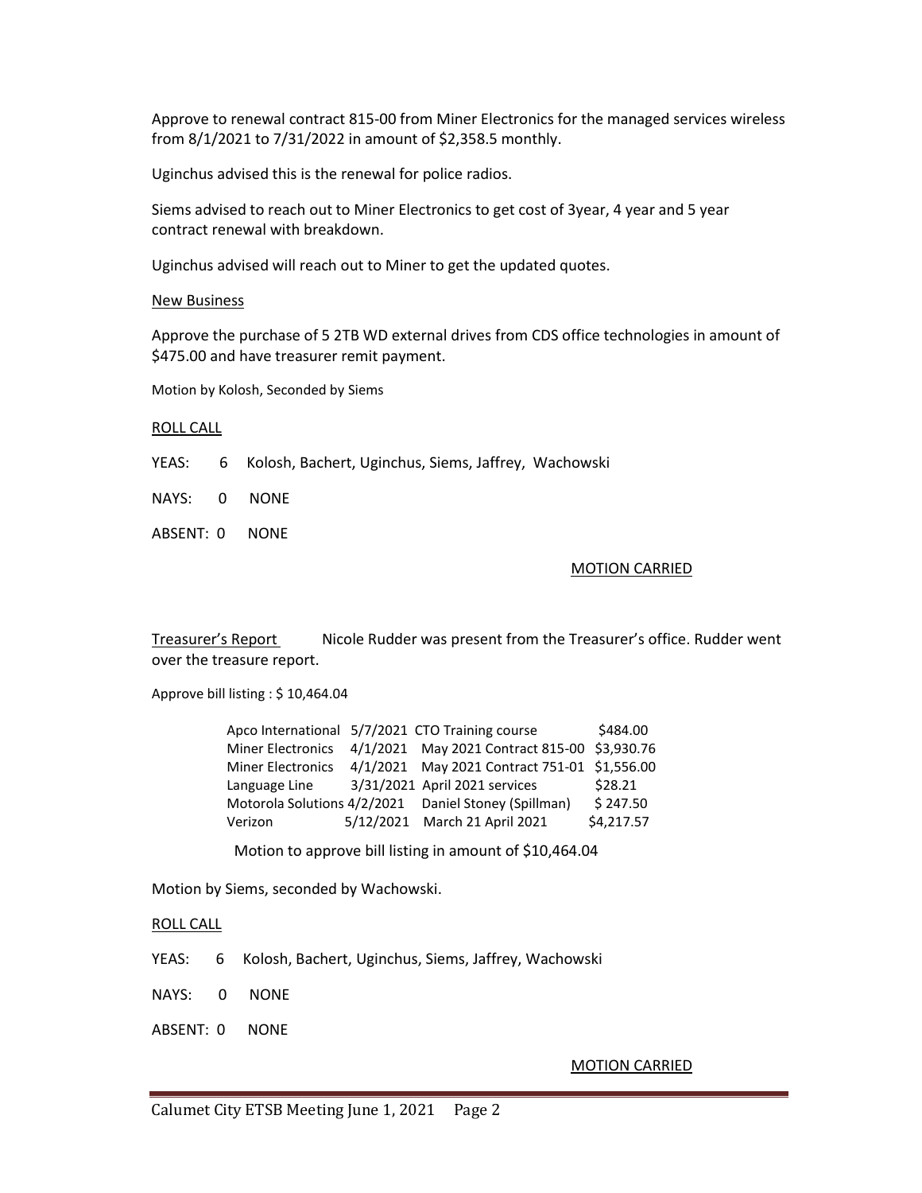Approve to renewal contract 815-00 from Miner Electronics for the managed services wireless from 8/1/2021 to 7/31/2022 in amount of $2,358.5 monthly.

Uginchus advised this is the renewal for police radios.

Siems advised to reach out to Miner Electronics to get cost of 3year, 4 year and 5 year contract renewal with breakdown.

Uginchus advised will reach out to Miner to get the updated quotes.

New Business

Approve the purchase of 5 2TB WD external drives from CDS office technologies in amount of $475.00 and have treasurer remit payment.

Motion by Kolosh, Seconded by Siems

ROLL CALL

YEAS: 6 Kolosh, Bachert, Uginchus, Siems, Jaffrey, Wachowski

NAYS: 0 NONE

ABSENT: 0 NONE

MOTION CARRIED

Treasurer's Report Nicole Rudder was present from the Treasurer's office. Rudder went over the treasure report.

Approve bill listing : $ 10,464.04

| | | | |
|---|---|---|---|
| Apco International | 5/7/2021 | CTO Training course | $484.00 |
| Miner Electronics | 4/1/2021 | May 2021 Contract 815-00 | $3,930.76 |
| Miner Electronics | 4/1/2021 | May 2021 Contract 751-01 | $1,556.00 |
| Language Line | 3/31/2021 | April 2021 services | $28.21 |
| Motorola Solutions | 4/2/2021 | Daniel Stoney (Spillman) | $ 247.50 |
| Verizon | 5/12/2021 | March 21 April 2021 | $4,217.57 |

Motion to approve bill listing in amount of $10,464.04

Motion by Siems, seconded by Wachowski.

ROLL CALL

YEAS: 6 Kolosh, Bachert, Uginchus, Siems, Jaffrey, Wachowski

NAYS: 0 NONE

ABSENT: 0 NONE

MOTION CARRIED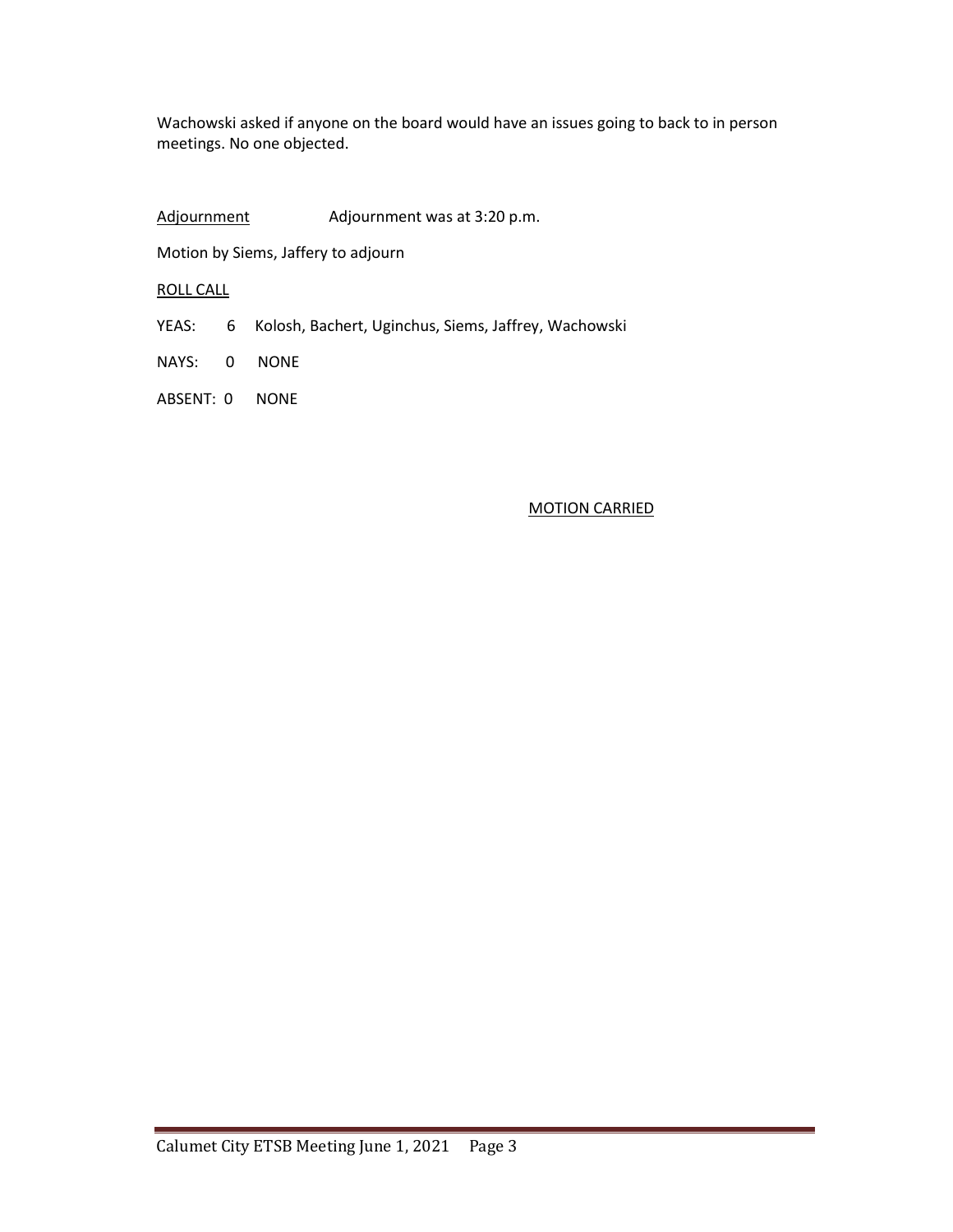Wachowski asked if anyone on the board would have an issues going to back to in person meetings. No one objected.

<u>Adjournment</u> Adjournment was at 3:20 p.m.

Motion by Siems, Jaffery to adjourn

<u>ROLL CALL</u>

YEAS: 6 Kolosh, Bachert, Uginchus, Siems, Jaffrey, Wachowski

NAYS: 0 NONE

ABSENT: 0 NONE

<u>MOTION CARRIED</u>